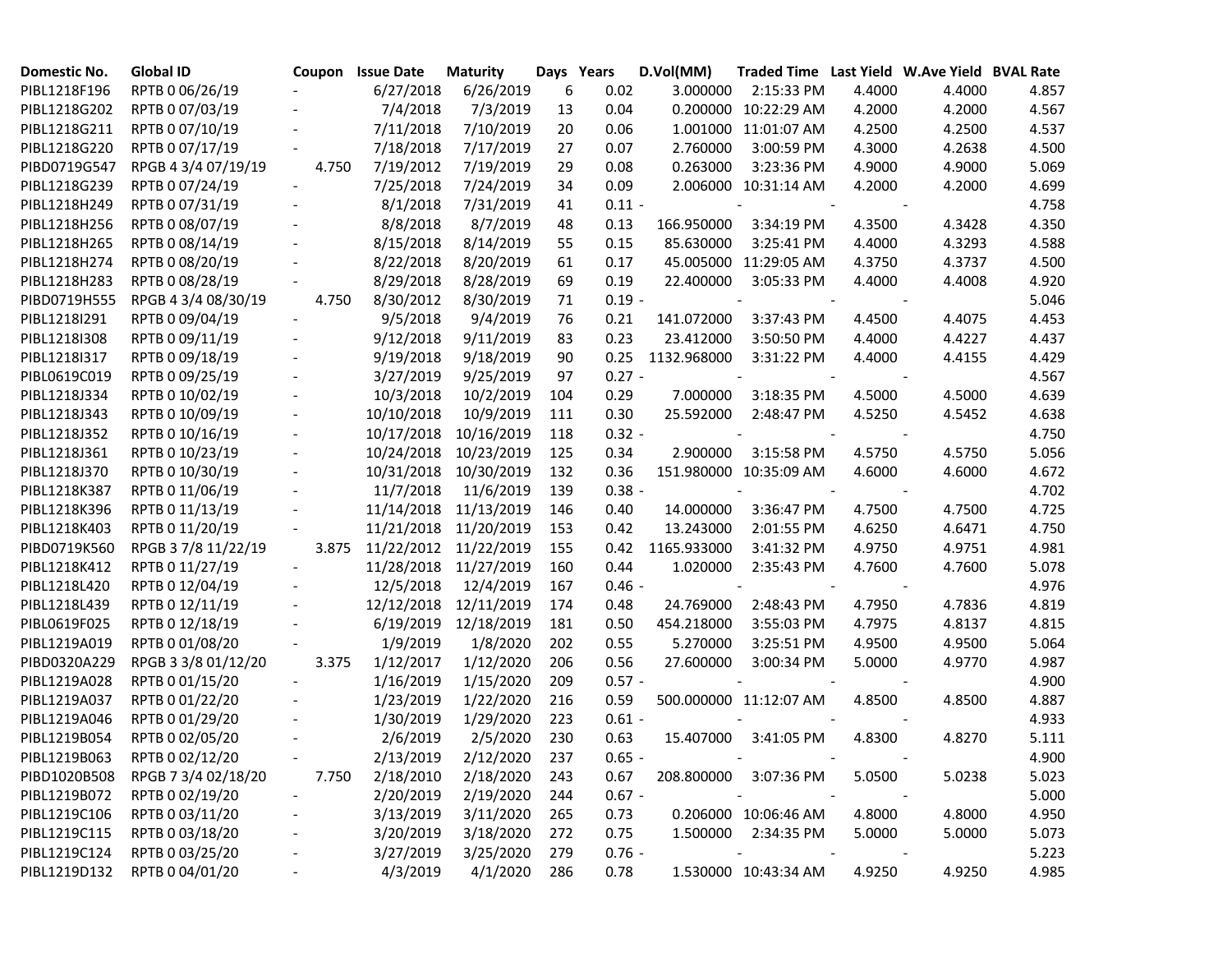| Domestic No. | Global ID | Coupon | Issue Date | Maturity | Days | Years | D.Vol(MM) | Traded Time | Last Yield | W.Ave Yield | BVAL Rate |
|---|---|---|---|---|---|---|---|---|---|---|---|
| PIBL1218F196 | RPTB 0 06/26/19 | - | 6/27/2018 | 6/26/2019 | 6 | 0.02 | 3.000000 | 2:15:33 PM | 4.4000 | 4.4000 | 4.857 |
| PIBL1218G202 | RPTB 0 07/03/19 | - | 7/4/2018 | 7/3/2019 | 13 | 0.04 | 0.200000 | 10:22:29 AM | 4.2000 | 4.2000 | 4.567 |
| PIBL1218G211 | RPTB 0 07/10/19 | - | 7/11/2018 | 7/10/2019 | 20 | 0.06 | 1.001000 | 11:01:07 AM | 4.2500 | 4.2500 | 4.537 |
| PIBL1218G220 | RPTB 0 07/17/19 | - | 7/18/2018 | 7/17/2019 | 27 | 0.07 | 2.760000 | 3:00:59 PM | 4.3000 | 4.2638 | 4.500 |
| PIBD0719G547 | RPGB 4 3/4 07/19/19 | 4.750 | 7/19/2012 | 7/19/2019 | 29 | 0.08 | 0.263000 | 3:23:36 PM | 4.9000 | 4.9000 | 5.069 |
| PIBL1218G239 | RPTB 0 07/24/19 | - | 7/25/2018 | 7/24/2019 | 34 | 0.09 | 2.006000 | 10:31:14 AM | 4.2000 | 4.2000 | 4.699 |
| PIBL1218H249 | RPTB 0 07/31/19 | - | 8/1/2018 | 7/31/2019 | 41 | 0.11 | - | - | - | - | 4.758 |
| PIBL1218H256 | RPTB 0 08/07/19 | - | 8/8/2018 | 8/7/2019 | 48 | 0.13 | 166.950000 | 3:34:19 PM | 4.3500 | 4.3428 | 4.350 |
| PIBL1218H265 | RPTB 0 08/14/19 | - | 8/15/2018 | 8/14/2019 | 55 | 0.15 | 85.630000 | 3:25:41 PM | 4.4000 | 4.3293 | 4.588 |
| PIBL1218H274 | RPTB 0 08/20/19 | - | 8/22/2018 | 8/20/2019 | 61 | 0.17 | 45.005000 | 11:29:05 AM | 4.3750 | 4.3737 | 4.500 |
| PIBL1218H283 | RPTB 0 08/28/19 | - | 8/29/2018 | 8/28/2019 | 69 | 0.19 | 22.400000 | 3:05:33 PM | 4.4000 | 4.4008 | 4.920 |
| PIBD0719H555 | RPGB 4 3/4 08/30/19 | 4.750 | 8/30/2012 | 8/30/2019 | 71 | 0.19 | - | - | - | - | 5.046 |
| PIBL1218I291 | RPTB 0 09/04/19 | - | 9/5/2018 | 9/4/2019 | 76 | 0.21 | 141.072000 | 3:37:43 PM | 4.4500 | 4.4075 | 4.453 |
| PIBL1218I308 | RPTB 0 09/11/19 | - | 9/12/2018 | 9/11/2019 | 83 | 0.23 | 23.412000 | 3:50:50 PM | 4.4000 | 4.4227 | 4.437 |
| PIBL1218I317 | RPTB 0 09/18/19 | - | 9/19/2018 | 9/18/2019 | 90 | 0.25 | 1132.968000 | 3:31:22 PM | 4.4000 | 4.4155 | 4.429 |
| PIBL0619C019 | RPTB 0 09/25/19 | - | 3/27/2019 | 9/25/2019 | 97 | 0.27 | - | - | - | - | 4.567 |
| PIBL1218J334 | RPTB 0 10/02/19 | - | 10/3/2018 | 10/2/2019 | 104 | 0.29 | 7.000000 | 3:18:35 PM | 4.5000 | 4.5000 | 4.639 |
| PIBL1218J343 | RPTB 0 10/09/19 | - | 10/10/2018 | 10/9/2019 | 111 | 0.30 | 25.592000 | 2:48:47 PM | 4.5250 | 4.5452 | 4.638 |
| PIBL1218J352 | RPTB 0 10/16/19 | - | 10/17/2018 | 10/16/2019 | 118 | 0.32 | - | - | - | - | 4.750 |
| PIBL1218J361 | RPTB 0 10/23/19 | - | 10/24/2018 | 10/23/2019 | 125 | 0.34 | 2.900000 | 3:15:58 PM | 4.5750 | 4.5750 | 5.056 |
| PIBL1218J370 | RPTB 0 10/30/19 | - | 10/31/2018 | 10/30/2019 | 132 | 0.36 | 151.980000 | 10:35:09 AM | 4.6000 | 4.6000 | 4.672 |
| PIBL1218K387 | RPTB 0 11/06/19 | - | 11/7/2018 | 11/6/2019 | 139 | 0.38 | - | - | - | - | 4.702 |
| PIBL1218K396 | RPTB 0 11/13/19 | - | 11/14/2018 | 11/13/2019 | 146 | 0.40 | 14.000000 | 3:36:47 PM | 4.7500 | 4.7500 | 4.725 |
| PIBL1218K403 | RPTB 0 11/20/19 | - | 11/21/2018 | 11/20/2019 | 153 | 0.42 | 13.243000 | 2:01:55 PM | 4.6250 | 4.6471 | 4.750 |
| PIBD0719K560 | RPGB 3 7/8 11/22/19 | 3.875 | 11/22/2012 | 11/22/2019 | 155 | 0.42 | 1165.933000 | 3:41:32 PM | 4.9750 | 4.9751 | 4.981 |
| PIBL1218K412 | RPTB 0 11/27/19 | - | 11/28/2018 | 11/27/2019 | 160 | 0.44 | 1.020000 | 2:35:43 PM | 4.7600 | 4.7600 | 5.078 |
| PIBL1218L420 | RPTB 0 12/04/19 | - | 12/5/2018 | 12/4/2019 | 167 | 0.46 | - | - | - | - | 4.976 |
| PIBL1218L439 | RPTB 0 12/11/19 | - | 12/12/2018 | 12/11/2019 | 174 | 0.48 | 24.769000 | 2:48:43 PM | 4.7950 | 4.7836 | 4.819 |
| PIBL0619F025 | RPTB 0 12/18/19 | - | 6/19/2019 | 12/18/2019 | 181 | 0.50 | 454.218000 | 3:55:03 PM | 4.7975 | 4.8137 | 4.815 |
| PIBL1219A019 | RPTB 0 01/08/20 | - | 1/9/2019 | 1/8/2020 | 202 | 0.55 | 5.270000 | 3:25:51 PM | 4.9500 | 4.9500 | 5.064 |
| PIBD0320A229 | RPGB 3 3/8 01/12/20 | 3.375 | 1/12/2017 | 1/12/2020 | 206 | 0.56 | 27.600000 | 3:00:34 PM | 5.0000 | 4.9770 | 4.987 |
| PIBL1219A028 | RPTB 0 01/15/20 | - | 1/16/2019 | 1/15/2020 | 209 | 0.57 | - | - | - | - | 4.900 |
| PIBL1219A037 | RPTB 0 01/22/20 | - | 1/23/2019 | 1/22/2020 | 216 | 0.59 | 500.000000 | 11:12:07 AM | 4.8500 | 4.8500 | 4.887 |
| PIBL1219A046 | RPTB 0 01/29/20 | - | 1/30/2019 | 1/29/2020 | 223 | 0.61 | - | - | - | - | 4.933 |
| PIBL1219B054 | RPTB 0 02/05/20 | - | 2/6/2019 | 2/5/2020 | 230 | 0.63 | 15.407000 | 3:41:05 PM | 4.8300 | 4.8270 | 5.111 |
| PIBL1219B063 | RPTB 0 02/12/20 | - | 2/13/2019 | 2/12/2020 | 237 | 0.65 | - | - | - | - | 4.900 |
| PIBD1020B508 | RPGB 7 3/4 02/18/20 | 7.750 | 2/18/2010 | 2/18/2020 | 243 | 0.67 | 208.800000 | 3:07:36 PM | 5.0500 | 5.0238 | 5.023 |
| PIBL1219B072 | RPTB 0 02/19/20 | - | 2/20/2019 | 2/19/2020 | 244 | 0.67 | - | - | - | - | 5.000 |
| PIBL1219C106 | RPTB 0 03/11/20 | - | 3/13/2019 | 3/11/2020 | 265 | 0.73 | 0.206000 | 10:06:46 AM | 4.8000 | 4.8000 | 4.950 |
| PIBL1219C115 | RPTB 0 03/18/20 | - | 3/20/2019 | 3/18/2020 | 272 | 0.75 | 1.500000 | 2:34:35 PM | 5.0000 | 5.0000 | 5.073 |
| PIBL1219C124 | RPTB 0 03/25/20 | - | 3/27/2019 | 3/25/2020 | 279 | 0.76 | - | - | - | - | 5.223 |
| PIBL1219D132 | RPTB 0 04/01/20 | - | 4/3/2019 | 4/1/2020 | 286 | 0.78 | 1.530000 | 10:43:34 AM | 4.9250 | 4.9250 | 4.985 |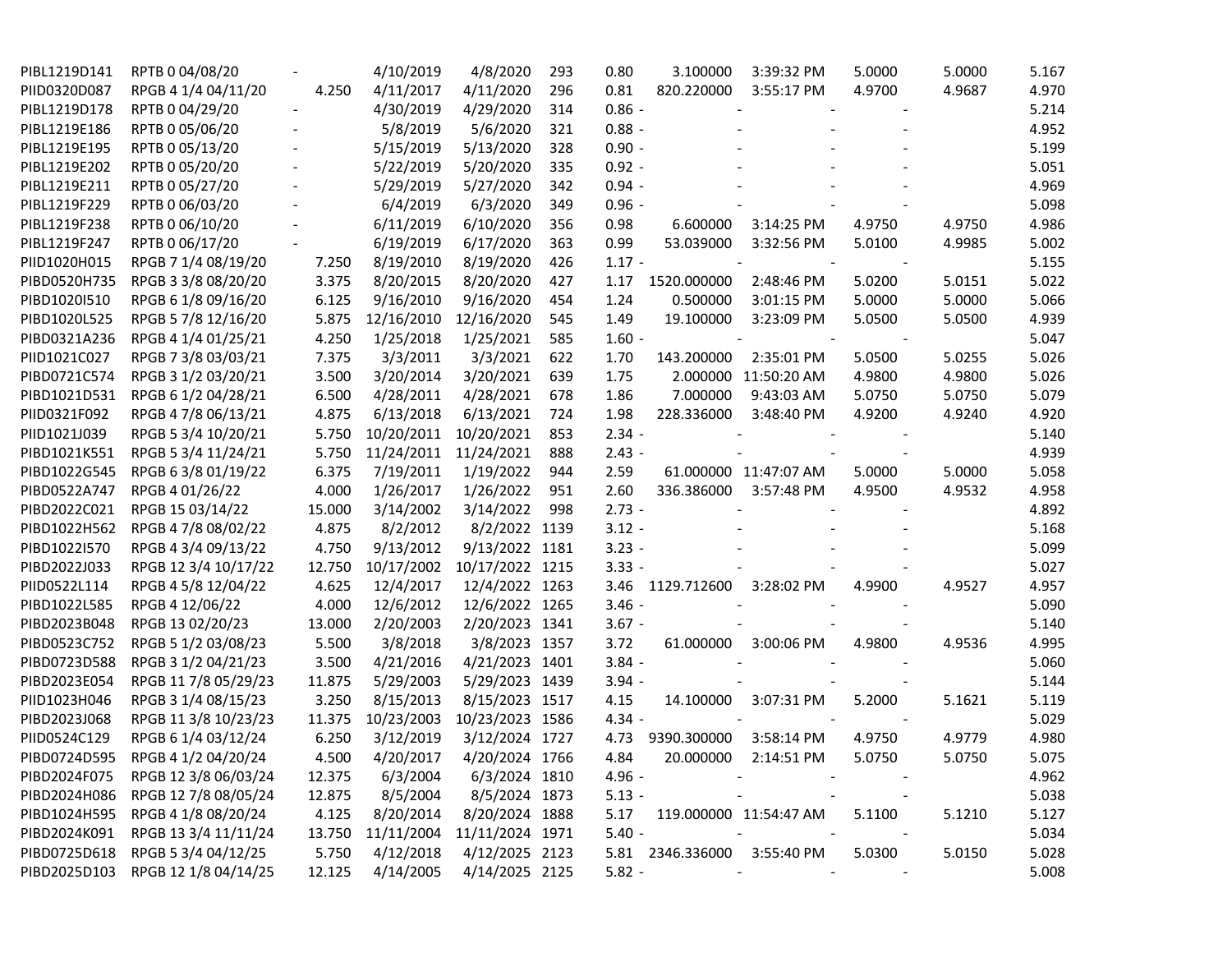| | | | | | | | | | | | | |
|---|---|---|---|---|---|---|---|---|---|---|---|---|
| PIBL1219D141 | RPTB 0 04/08/20 | - | 4/10/2019 | 4/8/2020 | 293 | 0.80 | 3.100000 | 3:39:32 PM | 5.0000 | 5.0000 | 5.167 |
| PIID0320D087 | RPGB 4 1/4 04/11/20 | 4.250 | 4/11/2017 | 4/11/2020 | 296 | 0.81 | 820.220000 | 3:55:17 PM | 4.9700 | 4.9687 | 4.970 |
| PIBL1219D178 | RPTB 0 04/29/20 | - | 4/30/2019 | 4/29/2020 | 314 | 0.86 | - | - | - | - | 5.214 |
| PIBL1219E186 | RPTB 0 05/06/20 | - | 5/8/2019 | 5/6/2020 | 321 | 0.88 | - | - | - | - | 4.952 |
| PIBL1219E195 | RPTB 0 05/13/20 | - | 5/15/2019 | 5/13/2020 | 328 | 0.90 | - | - | - | - | 5.199 |
| PIBL1219E202 | RPTB 0 05/20/20 | - | 5/22/2019 | 5/20/2020 | 335 | 0.92 | - | - | - | - | 5.051 |
| PIBL1219E211 | RPTB 0 05/27/20 | - | 5/29/2019 | 5/27/2020 | 342 | 0.94 | - | - | - | - | 4.969 |
| PIBL1219F229 | RPTB 0 06/03/20 | - | 6/4/2019 | 6/3/2020 | 349 | 0.96 | - | - | - | - | 5.098 |
| PIBL1219F238 | RPTB 0 06/10/20 | - | 6/11/2019 | 6/10/2020 | 356 | 0.98 | 6.600000 | 3:14:25 PM | 4.9750 | 4.9750 | 4.986 |
| PIBL1219F247 | RPTB 0 06/17/20 | - | 6/19/2019 | 6/17/2020 | 363 | 0.99 | 53.039000 | 3:32:56 PM | 5.0100 | 4.9985 | 5.002 |
| PIID1020H015 | RPGB 7 1/4 08/19/20 | 7.250 | 8/19/2010 | 8/19/2020 | 426 | 1.17 | - | - | - | - | 5.155 |
| PIBD0520H735 | RPGB 3 3/8 08/20/20 | 3.375 | 8/20/2015 | 8/20/2020 | 427 | 1.17 | 1520.000000 | 2:48:46 PM | 5.0200 | 5.0151 | 5.022 |
| PIBD1020I510 | RPGB 6 1/8 09/16/20 | 6.125 | 9/16/2010 | 9/16/2020 | 454 | 1.24 | 0.500000 | 3:01:15 PM | 5.0000 | 5.0000 | 5.066 |
| PIBD1020L525 | RPGB 5 7/8 12/16/20 | 5.875 | 12/16/2010 | 12/16/2020 | 545 | 1.49 | 19.100000 | 3:23:09 PM | 5.0500 | 5.0500 | 4.939 |
| PIBD0321A236 | RPGB 4 1/4 01/25/21 | 4.250 | 1/25/2018 | 1/25/2021 | 585 | 1.60 | - | - | - | - | 5.047 |
| PIID1021C027 | RPGB 7 3/8 03/03/21 | 7.375 | 3/3/2011 | 3/3/2021 | 622 | 1.70 | 143.200000 | 2:35:01 PM | 5.0500 | 5.0255 | 5.026 |
| PIBD0721C574 | RPGB 3 1/2 03/20/21 | 3.500 | 3/20/2014 | 3/20/2021 | 639 | 1.75 | 2.000000 | 11:50:20 AM | 4.9800 | 4.9800 | 5.026 |
| PIBD1021D531 | RPGB 6 1/2 04/28/21 | 6.500 | 4/28/2011 | 4/28/2021 | 678 | 1.86 | 7.000000 | 9:43:03 AM | 5.0750 | 5.0750 | 5.079 |
| PIID0321F092 | RPGB 4 7/8 06/13/21 | 4.875 | 6/13/2018 | 6/13/2021 | 724 | 1.98 | 228.336000 | 3:48:40 PM | 4.9200 | 4.9240 | 4.920 |
| PIID1021J039 | RPGB 5 3/4 10/20/21 | 5.750 | 10/20/2011 | 10/20/2021 | 853 | 2.34 | - | - | - | - | 5.140 |
| PIBD1021K551 | RPGB 5 3/4 11/24/21 | 5.750 | 11/24/2011 | 11/24/2021 | 888 | 2.43 | - | - | - | - | 4.939 |
| PIBD1022G545 | RPGB 6 3/8 01/19/22 | 6.375 | 7/19/2011 | 1/19/2022 | 944 | 2.59 | 61.000000 | 11:47:07 AM | 5.0000 | 5.0000 | 5.058 |
| PIBD0522A747 | RPGB 4 01/26/22 | 4.000 | 1/26/2017 | 1/26/2022 | 951 | 2.60 | 336.386000 | 3:57:48 PM | 4.9500 | 4.9532 | 4.958 |
| PIBD2022C021 | RPGB 15 03/14/22 | 15.000 | 3/14/2002 | 3/14/2022 | 998 | 2.73 | - | - | - | - | 4.892 |
| PIBD1022H562 | RPGB 4 7/8 08/02/22 | 4.875 | 8/2/2012 | 8/2/2022 | 1139 | 3.12 | - | - | - | - | 5.168 |
| PIBD1022I570 | RPGB 4 3/4 09/13/22 | 4.750 | 9/13/2012 | 9/13/2022 | 1181 | 3.23 | - | - | - | - | 5.099 |
| PIBD2022J033 | RPGB 12 3/4 10/17/22 | 12.750 | 10/17/2002 | 10/17/2022 | 1215 | 3.33 | - | - | - | - | 5.027 |
| PIID0522L114 | RPGB 4 5/8 12/04/22 | 4.625 | 12/4/2017 | 12/4/2022 | 1263 | 3.46 | 1129.712600 | 3:28:02 PM | 4.9900 | 4.9527 | 4.957 |
| PIBD1022L585 | RPGB 4 12/06/22 | 4.000 | 12/6/2012 | 12/6/2022 | 1265 | 3.46 | - | - | - | - | 5.090 |
| PIBD2023B048 | RPGB 13 02/20/23 | 13.000 | 2/20/2003 | 2/20/2023 | 1341 | 3.67 | - | - | - | - | 5.140 |
| PIBD0523C752 | RPGB 5 1/2 03/08/23 | 5.500 | 3/8/2018 | 3/8/2023 | 1357 | 3.72 | 61.000000 | 3:00:06 PM | 4.9800 | 4.9536 | 4.995 |
| PIBD0723D588 | RPGB 3 1/2 04/21/23 | 3.500 | 4/21/2016 | 4/21/2023 | 1401 | 3.84 | - | - | - | - | 5.060 |
| PIBD2023E054 | RPGB 11 7/8 05/29/23 | 11.875 | 5/29/2003 | 5/29/2023 | 1439 | 3.94 | - | - | - | - | 5.144 |
| PIID1023H046 | RPGB 3 1/4 08/15/23 | 3.250 | 8/15/2013 | 8/15/2023 | 1517 | 4.15 | 14.100000 | 3:07:31 PM | 5.2000 | 5.1621 | 5.119 |
| PIBD2023J068 | RPGB 11 3/8 10/23/23 | 11.375 | 10/23/2003 | 10/23/2023 | 1586 | 4.34 | - | - | - | - | 5.029 |
| PIID0524C129 | RPGB 6 1/4 03/12/24 | 6.250 | 3/12/2019 | 3/12/2024 | 1727 | 4.73 | 9390.300000 | 3:58:14 PM | 4.9750 | 4.9779 | 4.980 |
| PIBD0724D595 | RPGB 4 1/2 04/20/24 | 4.500 | 4/20/2017 | 4/20/2024 | 1766 | 4.84 | 20.000000 | 2:14:51 PM | 5.0750 | 5.0750 | 5.075 |
| PIBD2024F075 | RPGB 12 3/8 06/03/24 | 12.375 | 6/3/2004 | 6/3/2024 | 1810 | 4.96 | - | - | - | - | 4.962 |
| PIBD2024H086 | RPGB 12 7/8 08/05/24 | 12.875 | 8/5/2004 | 8/5/2024 | 1873 | 5.13 | - | - | - | - | 5.038 |
| PIBD1024H595 | RPGB 4 1/8 08/20/24 | 4.125 | 8/20/2014 | 8/20/2024 | 1888 | 5.17 | 119.000000 | 11:54:47 AM | 5.1100 | 5.1210 | 5.127 |
| PIBD2024K091 | RPGB 13 3/4 11/11/24 | 13.750 | 11/11/2004 | 11/11/2024 | 1971 | 5.40 | - | - | - | - | 5.034 |
| PIBD0725D618 | RPGB 5 3/4 04/12/25 | 5.750 | 4/12/2018 | 4/12/2025 | 2123 | 5.81 | 2346.336000 | 3:55:40 PM | 5.0300 | 5.0150 | 5.028 |
| PIBD2025D103 | RPGB 12 1/8 04/14/25 | 12.125 | 4/14/2005 | 4/14/2025 | 2125 | 5.82 | - | - | - | - | 5.008 |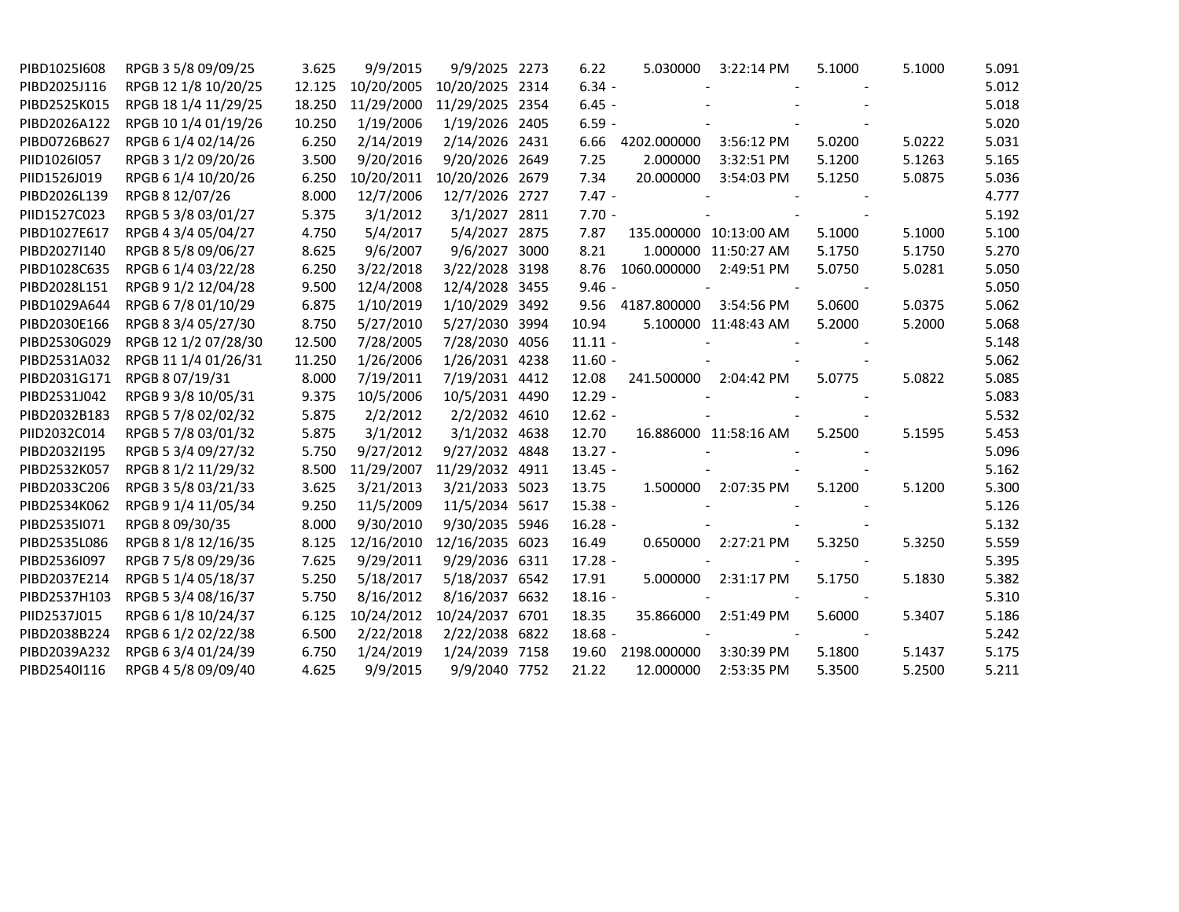| | | | | | | | | | | | | |
|---|---|---|---|---|---|---|---|---|---|---|---|---|
| PIBD1025I608 | RPGB 3 5/8 09/09/25 | 3.625 | 9/9/2015 | 9/9/2025 | 2273 | 6.22 | 5.030000 | 3:22:14 PM | 5.1000 | 5.1000 | 5.091 |
| PIBD2025J116 | RPGB 12 1/8 10/20/25 | 12.125 | 10/20/2005 | 10/20/2025 | 2314 | 6.34 - | - | - | - | | 5.012 |
| PIBD2525K015 | RPGB 18 1/4 11/29/25 | 18.250 | 11/29/2000 | 11/29/2025 | 2354 | 6.45 - | - | - | - | | 5.018 |
| PIBD2026A122 | RPGB 10 1/4 01/19/26 | 10.250 | 1/19/2006 | 1/19/2026 | 2405 | 6.59 - | - | - | - | | 5.020 |
| PIBD0726B627 | RPGB 6 1/4 02/14/26 | 6.250 | 2/14/2019 | 2/14/2026 | 2431 | 6.66 | 4202.000000 | 3:56:12 PM | 5.0200 | 5.0222 | 5.031 |
| PIID1026I057 | RPGB 3 1/2 09/20/26 | 3.500 | 9/20/2016 | 9/20/2026 | 2649 | 7.25 | 2.000000 | 3:32:51 PM | 5.1200 | 5.1263 | 5.165 |
| PIID1526J019 | RPGB 6 1/4 10/20/26 | 6.250 | 10/20/2011 | 10/20/2026 | 2679 | 7.34 | 20.000000 | 3:54:03 PM | 5.1250 | 5.0875 | 5.036 |
| PIBD2026L139 | RPGB 8 12/07/26 | 8.000 | 12/7/2006 | 12/7/2026 | 2727 | 7.47 - | - | - | - | | 4.777 |
| PIID1527C023 | RPGB 5 3/8 03/01/27 | 5.375 | 3/1/2012 | 3/1/2027 | 2811 | 7.70 - | - | - | - | | 5.192 |
| PIBD1027E617 | RPGB 4 3/4 05/04/27 | 4.750 | 5/4/2017 | 5/4/2027 | 2875 | 7.87 | 135.000000 | 10:13:00 AM | 5.1000 | 5.1000 | 5.100 |
| PIBD2027I140 | RPGB 8 5/8 09/06/27 | 8.625 | 9/6/2007 | 9/6/2027 | 3000 | 8.21 | 1.000000 | 11:50:27 AM | 5.1750 | 5.1750 | 5.270 |
| PIBD1028C635 | RPGB 6 1/4 03/22/28 | 6.250 | 3/22/2018 | 3/22/2028 | 3198 | 8.76 | 1060.000000 | 2:49:51 PM | 5.0750 | 5.0281 | 5.050 |
| PIBD2028L151 | RPGB 9 1/2 12/04/28 | 9.500 | 12/4/2008 | 12/4/2028 | 3455 | 9.46 - | - | - | - | | 5.050 |
| PIBD1029A644 | RPGB 6 7/8 01/10/29 | 6.875 | 1/10/2019 | 1/10/2029 | 3492 | 9.56 | 4187.800000 | 3:54:56 PM | 5.0600 | 5.0375 | 5.062 |
| PIBD2030E166 | RPGB 8 3/4 05/27/30 | 8.750 | 5/27/2010 | 5/27/2030 | 3994 | 10.94 | 5.100000 | 11:48:43 AM | 5.2000 | 5.2000 | 5.068 |
| PIBD2530G029 | RPGB 12 1/2 07/28/30 | 12.500 | 7/28/2005 | 7/28/2030 | 4056 | 11.11 - | - | - | - | | 5.148 |
| PIBD2531A032 | RPGB 11 1/4 01/26/31 | 11.250 | 1/26/2006 | 1/26/2031 | 4238 | 11.60 - | - | - | - | | 5.062 |
| PIBD2031G171 | RPGB 8 07/19/31 | 8.000 | 7/19/2011 | 7/19/2031 | 4412 | 12.08 | 241.500000 | 2:04:42 PM | 5.0775 | 5.0822 | 5.085 |
| PIBD2531J042 | RPGB 9 3/8 10/05/31 | 9.375 | 10/5/2006 | 10/5/2031 | 4490 | 12.29 - | - | - | - | | 5.083 |
| PIBD2032B183 | RPGB 5 7/8 02/02/32 | 5.875 | 2/2/2012 | 2/2/2032 | 4610 | 12.62 - | - | - | - | | 5.532 |
| PIID2032C014 | RPGB 5 7/8 03/01/32 | 5.875 | 3/1/2012 | 3/1/2032 | 4638 | 12.70 | 16.886000 | 11:58:16 AM | 5.2500 | 5.1595 | 5.453 |
| PIBD2032I195 | RPGB 5 3/4 09/27/32 | 5.750 | 9/27/2012 | 9/27/2032 | 4848 | 13.27 - | - | - | - | | 5.096 |
| PIBD2532K057 | RPGB 8 1/2 11/29/32 | 8.500 | 11/29/2007 | 11/29/2032 | 4911 | 13.45 - | - | - | - | | 5.162 |
| PIBD2033C206 | RPGB 3 5/8 03/21/33 | 3.625 | 3/21/2013 | 3/21/2033 | 5023 | 13.75 | 1.500000 | 2:07:35 PM | 5.1200 | 5.1200 | 5.300 |
| PIBD2534K062 | RPGB 9 1/4 11/05/34 | 9.250 | 11/5/2009 | 11/5/2034 | 5617 | 15.38 - | - | - | - | | 5.126 |
| PIBD2535I071 | RPGB 8 09/30/35 | 8.000 | 9/30/2010 | 9/30/2035 | 5946 | 16.28 - | - | - | - | | 5.132 |
| PIBD2535L086 | RPGB 8 1/8 12/16/35 | 8.125 | 12/16/2010 | 12/16/2035 | 6023 | 16.49 | 0.650000 | 2:27:21 PM | 5.3250 | 5.3250 | 5.559 |
| PIBD2536I097 | RPGB 7 5/8 09/29/36 | 7.625 | 9/29/2011 | 9/29/2036 | 6311 | 17.28 - | - | - | - | | 5.395 |
| PIBD2037E214 | RPGB 5 1/4 05/18/37 | 5.250 | 5/18/2017 | 5/18/2037 | 6542 | 17.91 | 5.000000 | 2:31:17 PM | 5.1750 | 5.1830 | 5.382 |
| PIBD2537H103 | RPGB 5 3/4 08/16/37 | 5.750 | 8/16/2012 | 8/16/2037 | 6632 | 18.16 - | - | - | - | | 5.310 |
| PIID2537J015 | RPGB 6 1/8 10/24/37 | 6.125 | 10/24/2012 | 10/24/2037 | 6701 | 18.35 | 35.866000 | 2:51:49 PM | 5.6000 | 5.3407 | 5.186 |
| PIBD2038B224 | RPGB 6 1/2 02/22/38 | 6.500 | 2/22/2018 | 2/22/2038 | 6822 | 18.68 - | - | - | - | | 5.242 |
| PIBD2039A232 | RPGB 6 3/4 01/24/39 | 6.750 | 1/24/2019 | 1/24/2039 | 7158 | 19.60 | 2198.000000 | 3:30:39 PM | 5.1800 | 5.1437 | 5.175 |
| PIBD2540I116 | RPGB 4 5/8 09/09/40 | 4.625 | 9/9/2015 | 9/9/2040 | 7752 | 21.22 | 12.000000 | 2:53:35 PM | 5.3500 | 5.2500 | 5.211 |